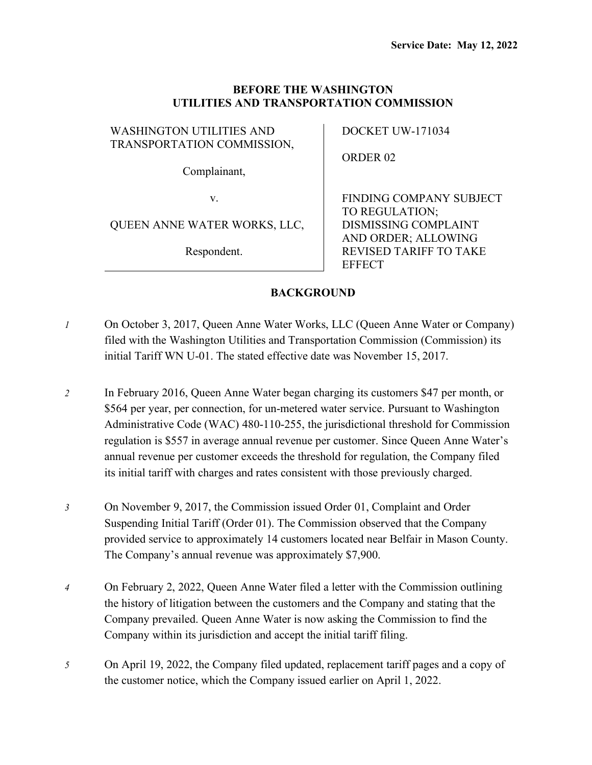**Service Date: May 12, 2022**

**BEFORE THE WASHINGTON UTILITIES AND TRANSPORTATION COMMISSION**

| | |
|---|---|
| WASHINGTON UTILITIES AND TRANSPORTATION COMMISSION,<br><br>Complainant,<br><br>v.<br><br>QUEEN ANNE WATER WORKS, LLC,<br><br>Respondent. | DOCKET UW-171034<br><br>ORDER 02<br><br>FINDING COMPANY SUBJECT TO REGULATION; DISMISSING COMPLAINT AND ORDER; ALLOWING REVISED TARIFF TO TAKE EFFECT |

## BACKGROUND

*1* On October 3, 2017, Queen Anne Water Works, LLC (Queen Anne Water or Company) filed with the Washington Utilities and Transportation Commission (Commission) its initial Tariff WN U-01. The stated effective date was November 15, 2017.

*2* In February 2016, Queen Anne Water began charging its customers $47 per month, or $564 per year, per connection, for un-metered water service. Pursuant to Washington Administrative Code (WAC) 480-110-255, the jurisdictional threshold for Commission regulation is $557 in average annual revenue per customer. Since Queen Anne Water's annual revenue per customer exceeds the threshold for regulation, the Company filed its initial tariff with charges and rates consistent with those previously charged.

*3* On November 9, 2017, the Commission issued Order 01, Complaint and Order Suspending Initial Tariff (Order 01). The Commission observed that the Company provided service to approximately 14 customers located near Belfair in Mason County. The Company's annual revenue was approximately $7,900.

*4* On February 2, 2022, Queen Anne Water filed a letter with the Commission outlining the history of litigation between the customers and the Company and stating that the Company prevailed. Queen Anne Water is now asking the Commission to find the Company within its jurisdiction and accept the initial tariff filing.

*5* On April 19, 2022, the Company filed updated, replacement tariff pages and a copy of the customer notice, which the Company issued earlier on April 1, 2022.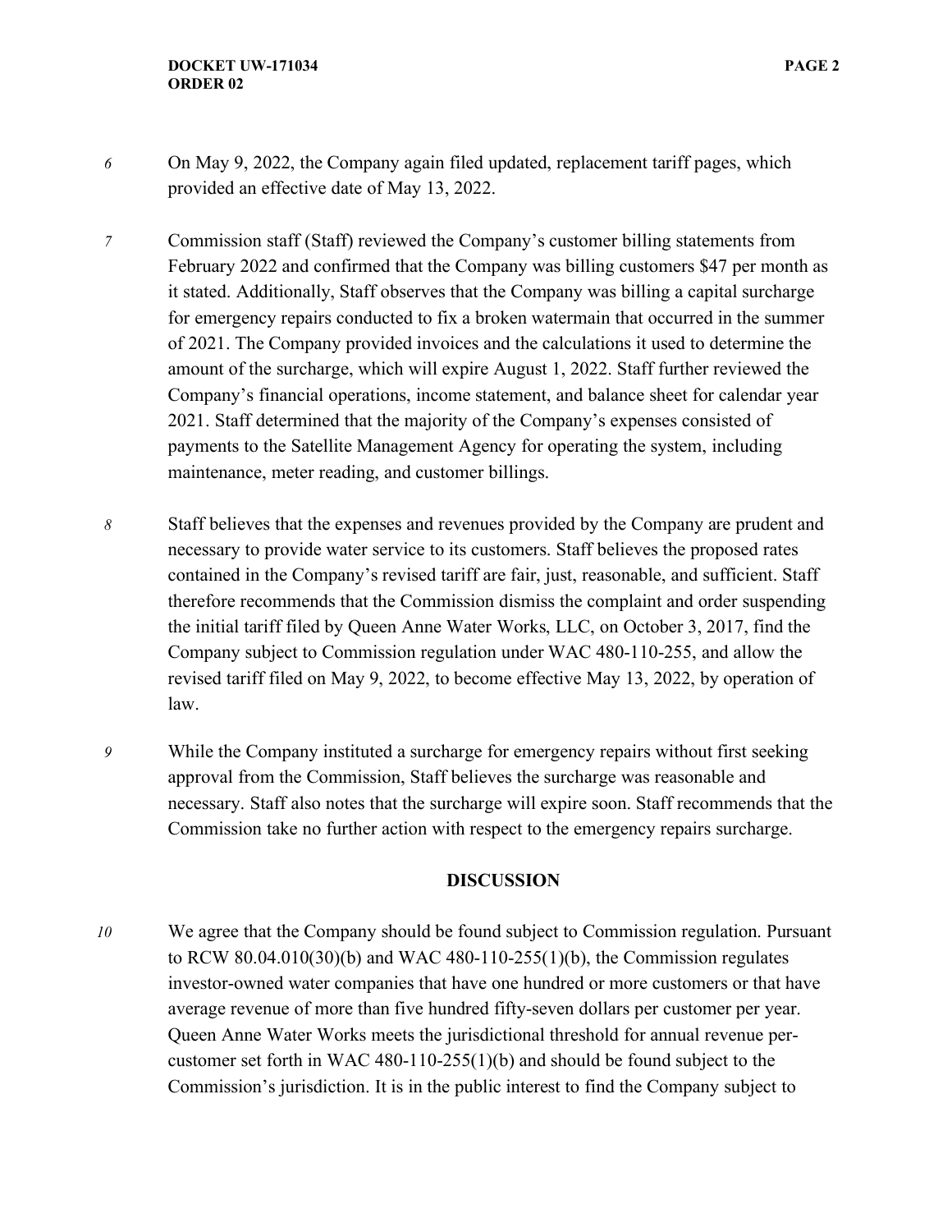6 On May 9, 2022, the Company again filed updated, replacement tariff pages, which provided an effective date of May 13, 2022.

7 Commission staff (Staff) reviewed the Company's customer billing statements from February 2022 and confirmed that the Company was billing customers $47 per month as it stated. Additionally, Staff observes that the Company was billing a capital surcharge for emergency repairs conducted to fix a broken watermain that occurred in the summer of 2021. The Company provided invoices and the calculations it used to determine the amount of the surcharge, which will expire August 1, 2022. Staff further reviewed the Company's financial operations, income statement, and balance sheet for calendar year 2021. Staff determined that the majority of the Company's expenses consisted of payments to the Satellite Management Agency for operating the system, including maintenance, meter reading, and customer billings.

8 Staff believes that the expenses and revenues provided by the Company are prudent and necessary to provide water service to its customers. Staff believes the proposed rates contained in the Company's revised tariff are fair, just, reasonable, and sufficient. Staff therefore recommends that the Commission dismiss the complaint and order suspending the initial tariff filed by Queen Anne Water Works, LLC, on October 3, 2017, find the Company subject to Commission regulation under WAC 480-110-255, and allow the revised tariff filed on May 9, 2022, to become effective May 13, 2022, by operation of law.

9 While the Company instituted a surcharge for emergency repairs without first seeking approval from the Commission, Staff believes the surcharge was reasonable and necessary. Staff also notes that the surcharge will expire soon. Staff recommends that the Commission take no further action with respect to the emergency repairs surcharge.

## DISCUSSION

10 We agree that the Company should be found subject to Commission regulation. Pursuant to RCW 80.04.010(30)(b) and WAC 480-110-255(1)(b), the Commission regulates investor-owned water companies that have one hundred or more customers or that have average revenue of more than five hundred fifty-seven dollars per customer per year. Queen Anne Water Works meets the jurisdictional threshold for annual revenue per-customer set forth in WAC 480-110-255(1)(b) and should be found subject to the Commission's jurisdiction. It is in the public interest to find the Company subject to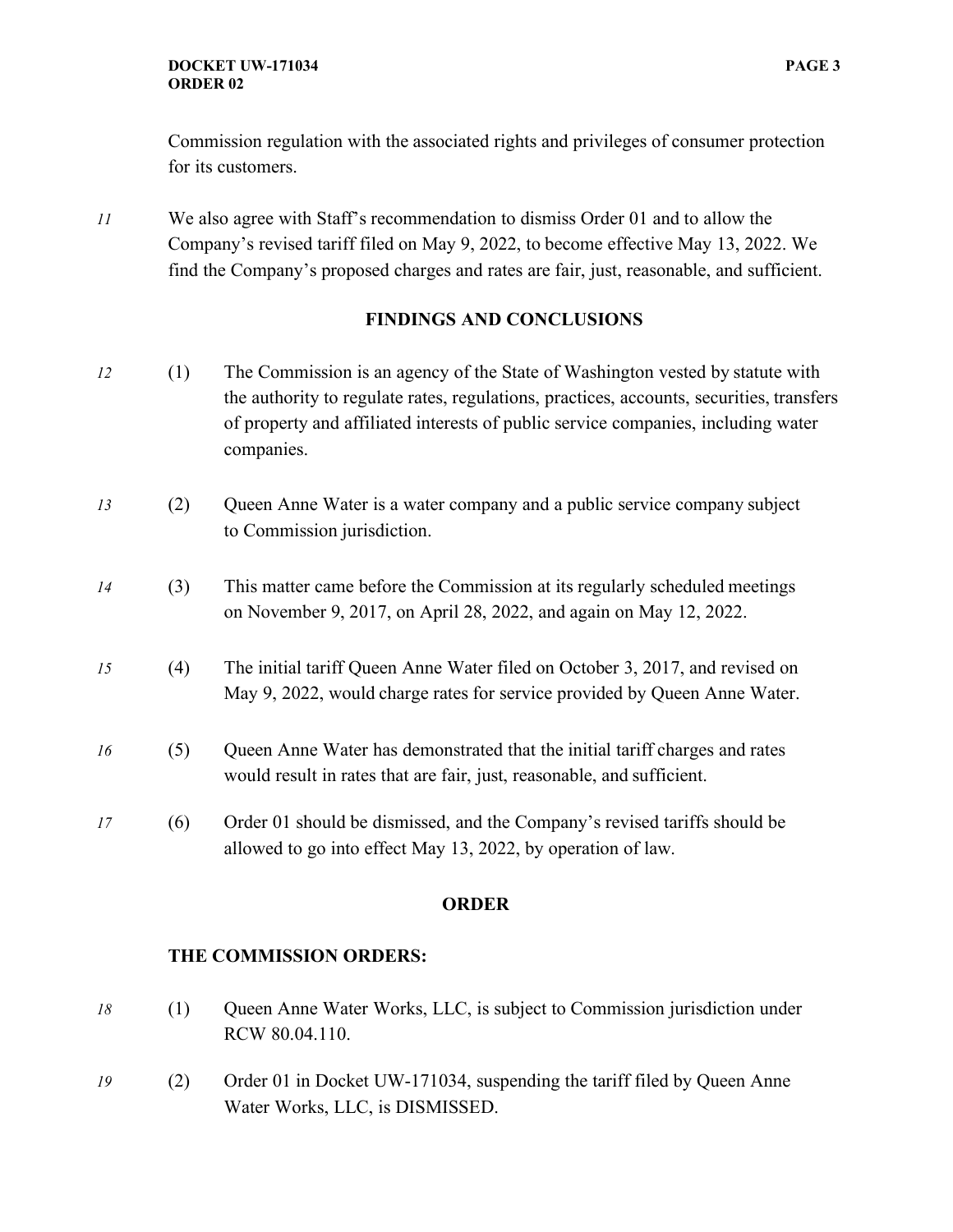Commission regulation with the associated rights and privileges of consumer protection for its customers.

*11* We also agree with Staff's recommendation to dismiss Order 01 and to allow the Company's revised tariff filed on May 9, 2022, to become effective May 13, 2022. We find the Company's proposed charges and rates are fair, just, reasonable, and sufficient.

## FINDINGS AND CONCLUSIONS

*12* (1) The Commission is an agency of the State of Washington vested by statute with the authority to regulate rates, regulations, practices, accounts, securities, transfers of property and affiliated interests of public service companies, including water companies.

*13* (2) Queen Anne Water is a water company and a public service company subject to Commission jurisdiction.

*14* (3) This matter came before the Commission at its regularly scheduled meetings on November 9, 2017, on April 28, 2022, and again on May 12, 2022.

*15* (4) The initial tariff Queen Anne Water filed on October 3, 2017, and revised on May 9, 2022, would charge rates for service provided by Queen Anne Water.

*16* (5) Queen Anne Water has demonstrated that the initial tariff charges and rates would result in rates that are fair, just, reasonable, and sufficient.

*17* (6) Order 01 should be dismissed, and the Company's revised tariffs should be allowed to go into effect May 13, 2022, by operation of law.

## ORDER

**THE COMMISSION ORDERS:**

*18* (1) Queen Anne Water Works, LLC, is subject to Commission jurisdiction under RCW 80.04.110.

*19* (2) Order 01 in Docket UW-171034, suspending the tariff filed by Queen Anne Water Works, LLC, is DISMISSED.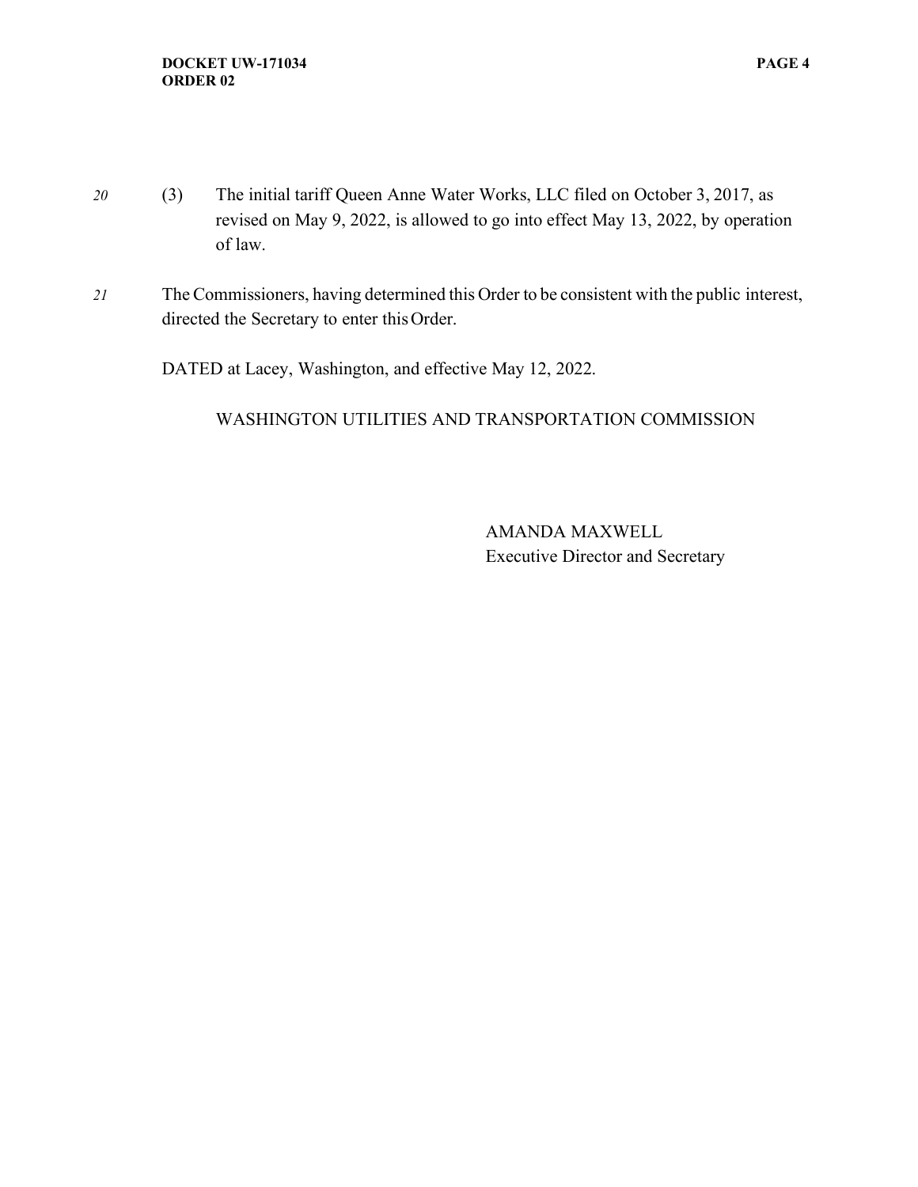20 (3) The initial tariff Queen Anne Water Works, LLC filed on October 3, 2017, as revised on May 9, 2022, is allowed to go into effect May 13, 2022, by operation of law.

21 The Commissioners, having determined this Order to be consistent with the public interest, directed the Secretary to enter this Order.

DATED at Lacey, Washington, and effective May 12, 2022.

WASHINGTON UTILITIES AND TRANSPORTATION COMMISSION

AMANDA MAXWELL
Executive Director and Secretary